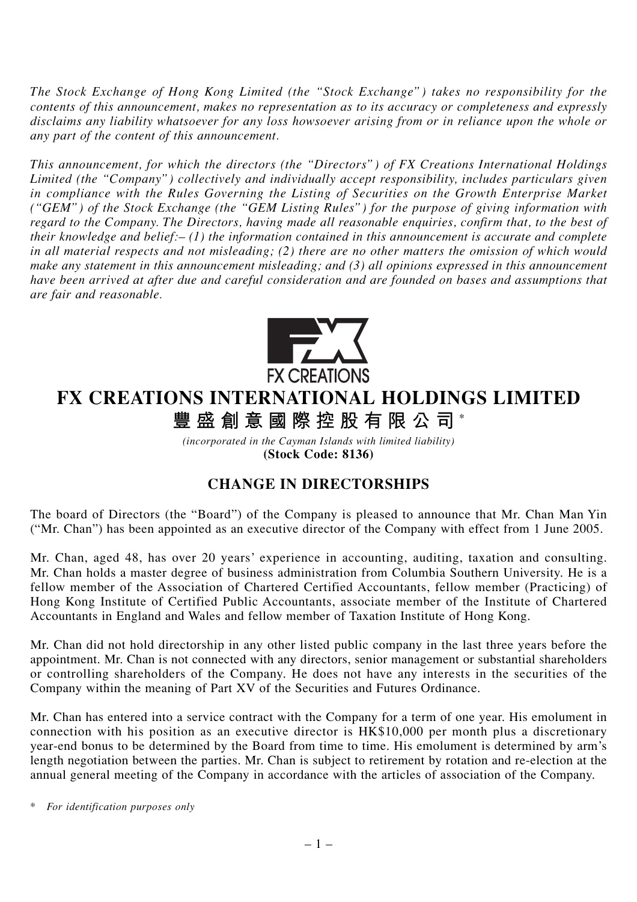*The Stock Exchange of Hong Kong Limited (the "Stock Exchange") takes no responsibility for the contents of this announcement, makes no representation as to its accuracy or completeness and expressly disclaims any liability whatsoever for any loss howsoever arising from or in reliance upon the whole or any part of the content of this announcement.*

*This announcement, for which the directors (the "Directors") of FX Creations International Holdings Limited (the "Company") collectively and individually accept responsibility, includes particulars given in compliance with the Rules Governing the Listing of Securities on the Growth Enterprise Market ("GEM") of the Stock Exchange (the "GEM Listing Rules") for the purpose of giving information with regard to the Company. The Directors, having made all reasonable enquiries, confirm that, to the best of their knowledge and belief:– (1) the information contained in this announcement is accurate and complete in all material respects and not misleading; (2) there are no other matters the omission of which would make any statement in this announcement misleading; and (3) all opinions expressed in this announcement have been arrived at after due and careful consideration and are founded on bases and assumptions that are fair and reasonable.*

FX CREATIONS

# FX CREATIONS INTERNATIONAL HOLDINGS LIMITED

# 豐盛創意國際控股有限公司*

*(incorporated in the Cayman Islands with limited liability)*

**(Stock Code: 8136)**

## CHANGE IN DIRECTORSHIPS

The board of Directors (the "Board") of the Company is pleased to announce that Mr. Chan Man Yin ("Mr. Chan") has been appointed as an executive director of the Company with effect from 1 June 2005.

Mr. Chan, aged 48, has over 20 years' experience in accounting, auditing, taxation and consulting. Mr. Chan holds a master degree of business administration from Columbia Southern University. He is a fellow member of the Association of Chartered Certified Accountants, fellow member (Practicing) of Hong Kong Institute of Certified Public Accountants, associate member of the Institute of Chartered Accountants in England and Wales and fellow member of Taxation Institute of Hong Kong.

Mr. Chan did not hold directorship in any other listed public company in the last three years before the appointment. Mr. Chan is not connected with any directors, senior management or substantial shareholders or controlling shareholders of the Company. He does not have any interests in the securities of the Company within the meaning of Part XV of the Securities and Futures Ordinance.

Mr. Chan has entered into a service contract with the Company for a term of one year. His emolument in connection with his position as an executive director is HK$10,000 per month plus a discretionary year-end bonus to be determined by the Board from time to time. His emolument is determined by arm's length negotiation between the parties. Mr. Chan is subject to retirement by rotation and re-election at the annual general meeting of the Company in accordance with the articles of association of the Company.

\* *For identification purposes only*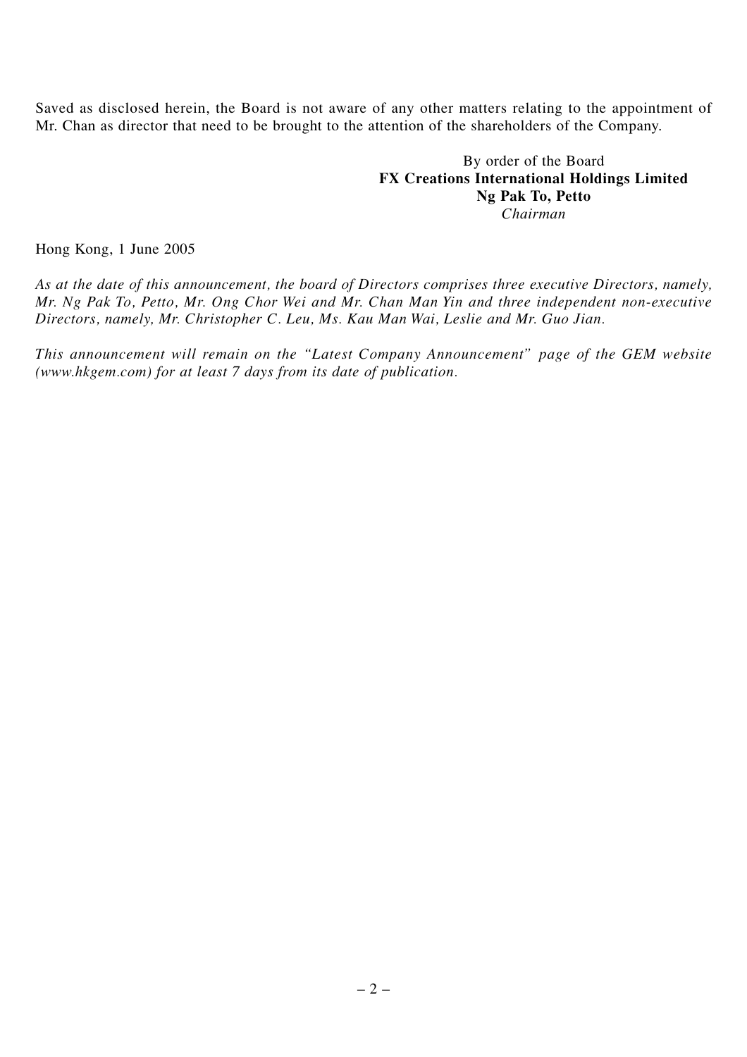Saved as disclosed herein, the Board is not aware of any other matters relating to the appointment of Mr. Chan as director that need to be brought to the attention of the shareholders of the Company.

By order of the Board
**FX Creations International Holdings Limited**
**Ng Pak To, Petto**
*Chairman*

Hong Kong, 1 June 2005

*As at the date of this announcement, the board of Directors comprises three executive Directors, namely, Mr. Ng Pak To, Petto, Mr. Ong Chor Wei and Mr. Chan Man Yin and three independent non-executive Directors, namely, Mr. Christopher C. Leu, Ms. Kau Man Wai, Leslie and Mr. Guo Jian.*

*This announcement will remain on the "Latest Company Announcement" page of the GEM website (www.hkgem.com) for at least 7 days from its date of publication.*